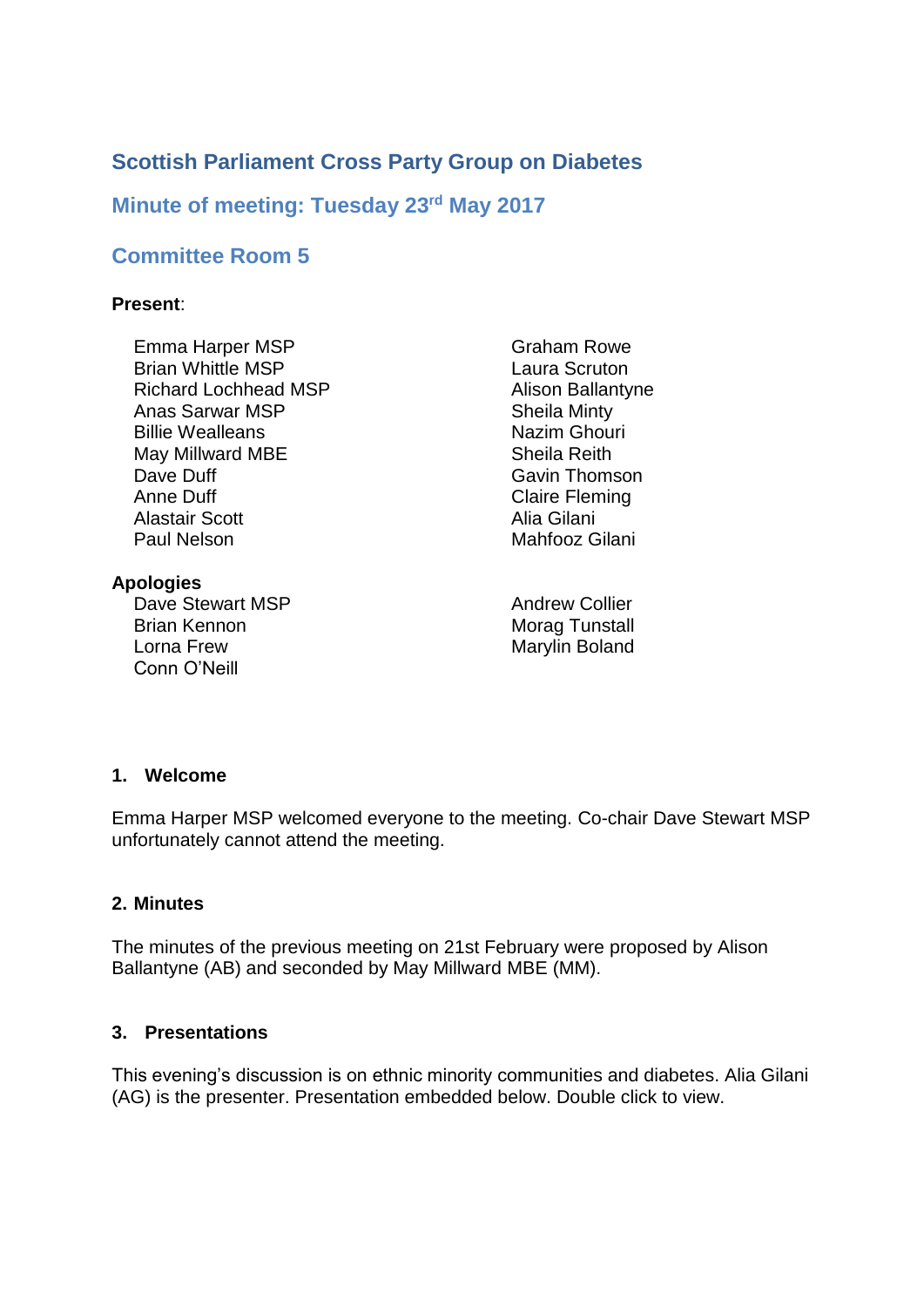# Scottish Parliament Cross Party Group on Diabetes

## Minute of meeting: Tuesday 23rd May 2017

## Committee Room 5

**Present**:

- Emma Harper MSP
- Brian Whittle MSP
- Richard Lochhead MSP
- Anas Sarwar MSP
- Billie Wealleans
- May Millward MBE
- Dave Duff
- Anne Duff
- Alastair Scott
- Paul Nelson
- Graham Rowe
- Laura Scruton
- Alison Ballantyne
- Sheila Minty
- Nazim Ghouri
- Sheila Reith
- Gavin Thomson
- Claire Fleming
- Alia Gilani
- Mahfooz Gilani

**Apologies**

- Dave Stewart MSP
- Brian Kennon
- Lorna Frew
- Conn O'Neill
- Andrew Collier
- Morag Tunstall
- Marylin Boland

### 1. Welcome

Emma Harper MSP welcomed everyone to the meeting. Co-chair Dave Stewart MSP unfortunately cannot attend the meeting.

### 2. Minutes

The minutes of the previous meeting on 21st February were proposed by Alison Ballantyne (AB) and seconded by May Millward MBE (MM).

### 3. Presentations

This evening's discussion is on ethnic minority communities and diabetes. Alia Gilani (AG) is the presenter. Presentation embedded below. Double click to view.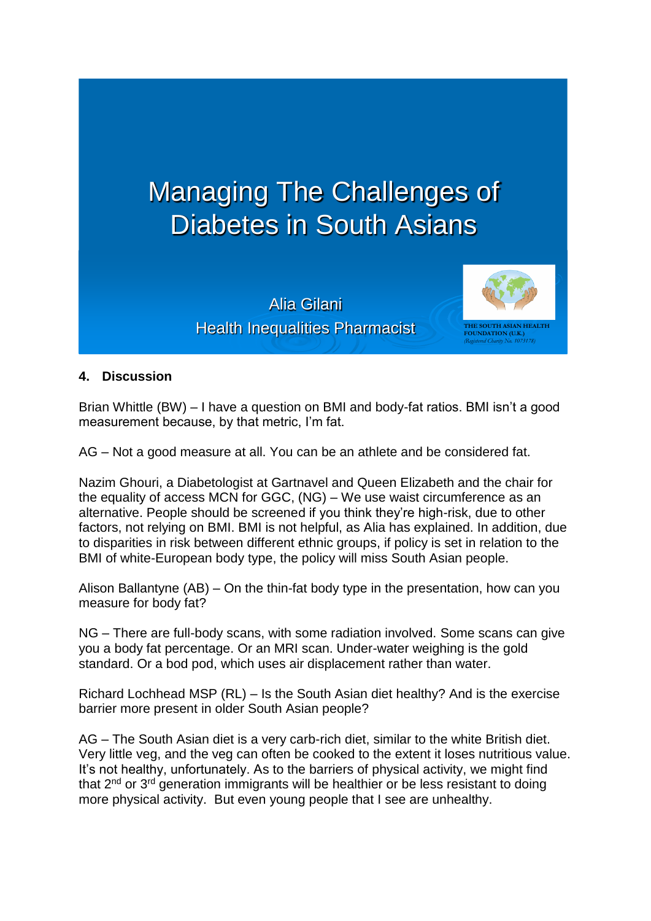# Managing The Challenges of Diabetes in South Asians

Alia Gilani
Health Inequalities Pharmacist

THE SOUTH ASIAN HEALTH FOUNDATION (U.K.)
(Registered Charity No. 1073178)

## 4. Discussion

Brian Whittle (BW) – I have a question on BMI and body-fat ratios. BMI isn't a good measurement because, by that metric, I'm fat.

AG – Not a good measure at all. You can be an athlete and be considered fat.

Nazim Ghouri, a Diabetologist at Gartnavel and Queen Elizabeth and the chair for the equality of access MCN for GGC, (NG) – We use waist circumference as an alternative. People should be screened if you think they're high-risk, due to other factors, not relying on BMI. BMI is not helpful, as Alia has explained. In addition, due to disparities in risk between different ethnic groups, if policy is set in relation to the BMI of white-European body type, the policy will miss South Asian people.

Alison Ballantyne (AB) – On the thin-fat body type in the presentation, how can you measure for body fat?

NG – There are full-body scans, with some radiation involved. Some scans can give you a body fat percentage. Or an MRI scan. Under-water weighing is the gold standard. Or a bod pod, which uses air displacement rather than water.

Richard Lochhead MSP (RL) – Is the South Asian diet healthy? And is the exercise barrier more present in older South Asian people?

AG – The South Asian diet is a very carb-rich diet, similar to the white British diet. Very little veg, and the veg can often be cooked to the extent it loses nutritious value. It's not healthy, unfortunately. As to the barriers of physical activity, we might find that 2nd or 3rd generation immigrants will be healthier or be less resistant to doing more physical activity. But even young people that I see are unhealthy.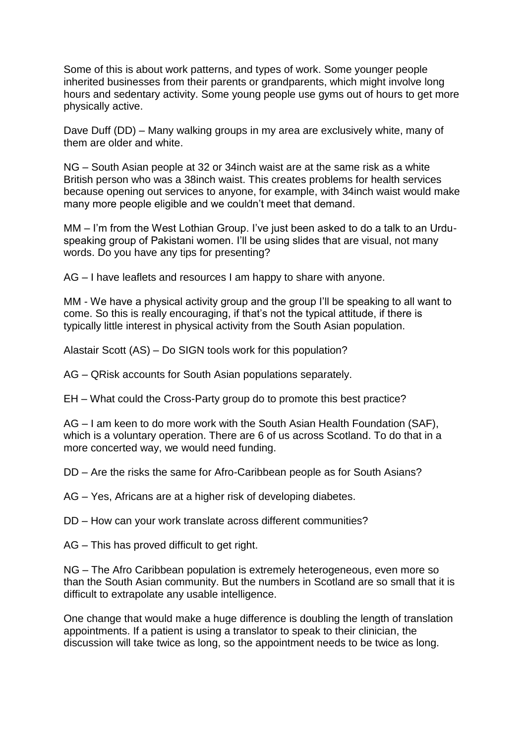Some of this is about work patterns, and types of work. Some younger people inherited businesses from their parents or grandparents, which might involve long hours and sedentary activity. Some young people use gyms out of hours to get more physically active.

Dave Duff (DD) – Many walking groups in my area are exclusively white, many of them are older and white.

NG – South Asian people at 32 or 34inch waist are at the same risk as a white British person who was a 38inch waist. This creates problems for health services because opening out services to anyone, for example, with 34inch waist would make many more people eligible and we couldn't meet that demand.

MM – I'm from the West Lothian Group. I've just been asked to do a talk to an Urdu-speaking group of Pakistani women. I'll be using slides that are visual, not many words. Do you have any tips for presenting?

AG – I have leaflets and resources I am happy to share with anyone.

MM - We have a physical activity group and the group I'll be speaking to all want to come. So this is really encouraging, if that's not the typical attitude, if there is typically little interest in physical activity from the South Asian population.

Alastair Scott (AS) – Do SIGN tools work for this population?

AG – QRisk accounts for South Asian populations separately.

EH – What could the Cross-Party group do to promote this best practice?

AG – I am keen to do more work with the South Asian Health Foundation (SAF), which is a voluntary operation. There are 6 of us across Scotland. To do that in a more concerted way, we would need funding.

DD – Are the risks the same for Afro-Caribbean people as for South Asians?

AG – Yes, Africans are at a higher risk of developing diabetes.

DD – How can your work translate across different communities?

AG – This has proved difficult to get right.

NG – The Afro Caribbean population is extremely heterogeneous, even more so than the South Asian community. But the numbers in Scotland are so small that it is difficult to extrapolate any usable intelligence.

One change that would make a huge difference is doubling the length of translation appointments. If a patient is using a translator to speak to their clinician, the discussion will take twice as long, so the appointment needs to be twice as long.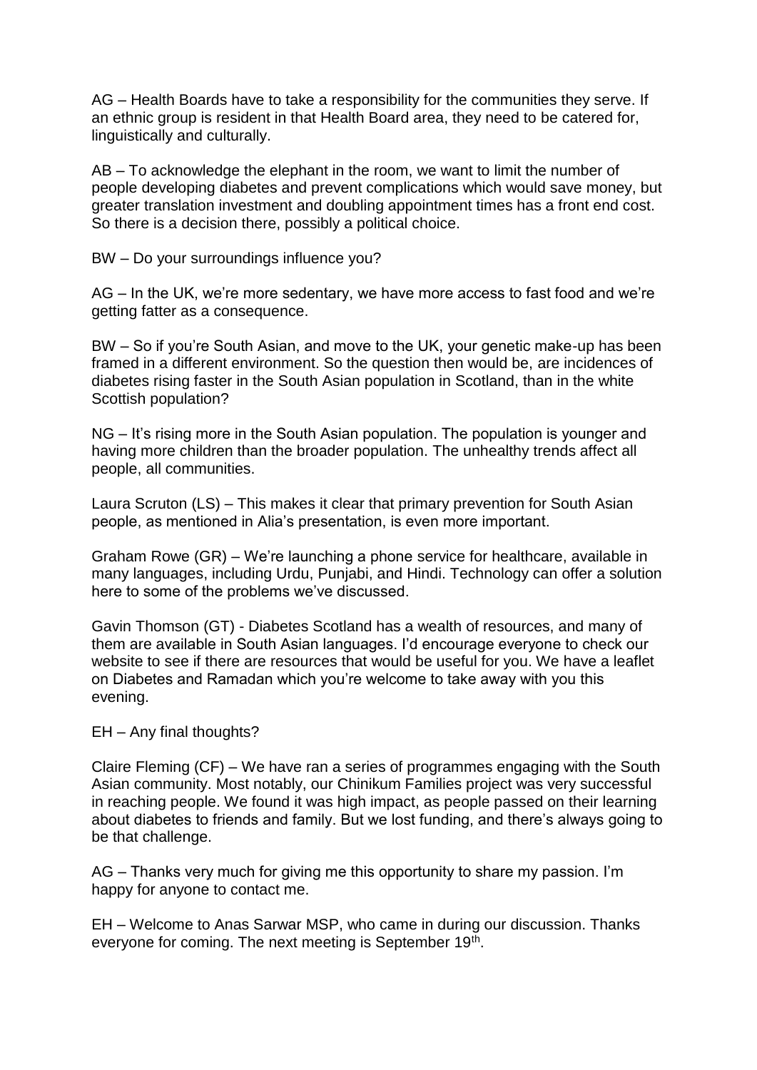AG – Health Boards have to take a responsibility for the communities they serve. If an ethnic group is resident in that Health Board area, they need to be catered for, linguistically and culturally.

AB – To acknowledge the elephant in the room, we want to limit the number of people developing diabetes and prevent complications which would save money, but greater translation investment and doubling appointment times has a front end cost. So there is a decision there, possibly a political choice.

BW – Do your surroundings influence you?

AG – In the UK, we're more sedentary, we have more access to fast food and we're getting fatter as a consequence.

BW – So if you're South Asian, and move to the UK, your genetic make-up has been framed in a different environment. So the question then would be, are incidences of diabetes rising faster in the South Asian population in Scotland, than in the white Scottish population?

NG – It's rising more in the South Asian population. The population is younger and having more children than the broader population. The unhealthy trends affect all people, all communities.

Laura Scruton (LS) – This makes it clear that primary prevention for South Asian people, as mentioned in Alia's presentation, is even more important.

Graham Rowe (GR) – We're launching a phone service for healthcare, available in many languages, including Urdu, Punjabi, and Hindi. Technology can offer a solution here to some of the problems we've discussed.

Gavin Thomson (GT) - Diabetes Scotland has a wealth of resources, and many of them are available in South Asian languages. I'd encourage everyone to check our website to see if there are resources that would be useful for you. We have a leaflet on Diabetes and Ramadan which you're welcome to take away with you this evening.

EH – Any final thoughts?

Claire Fleming (CF) – We have ran a series of programmes engaging with the South Asian community. Most notably, our Chinikum Families project was very successful in reaching people. We found it was high impact, as people passed on their learning about diabetes to friends and family. But we lost funding, and there's always going to be that challenge.

AG – Thanks very much for giving me this opportunity to share my passion. I'm happy for anyone to contact me.

EH – Welcome to Anas Sarwar MSP, who came in during our discussion. Thanks everyone for coming. The next meeting is September 19th.